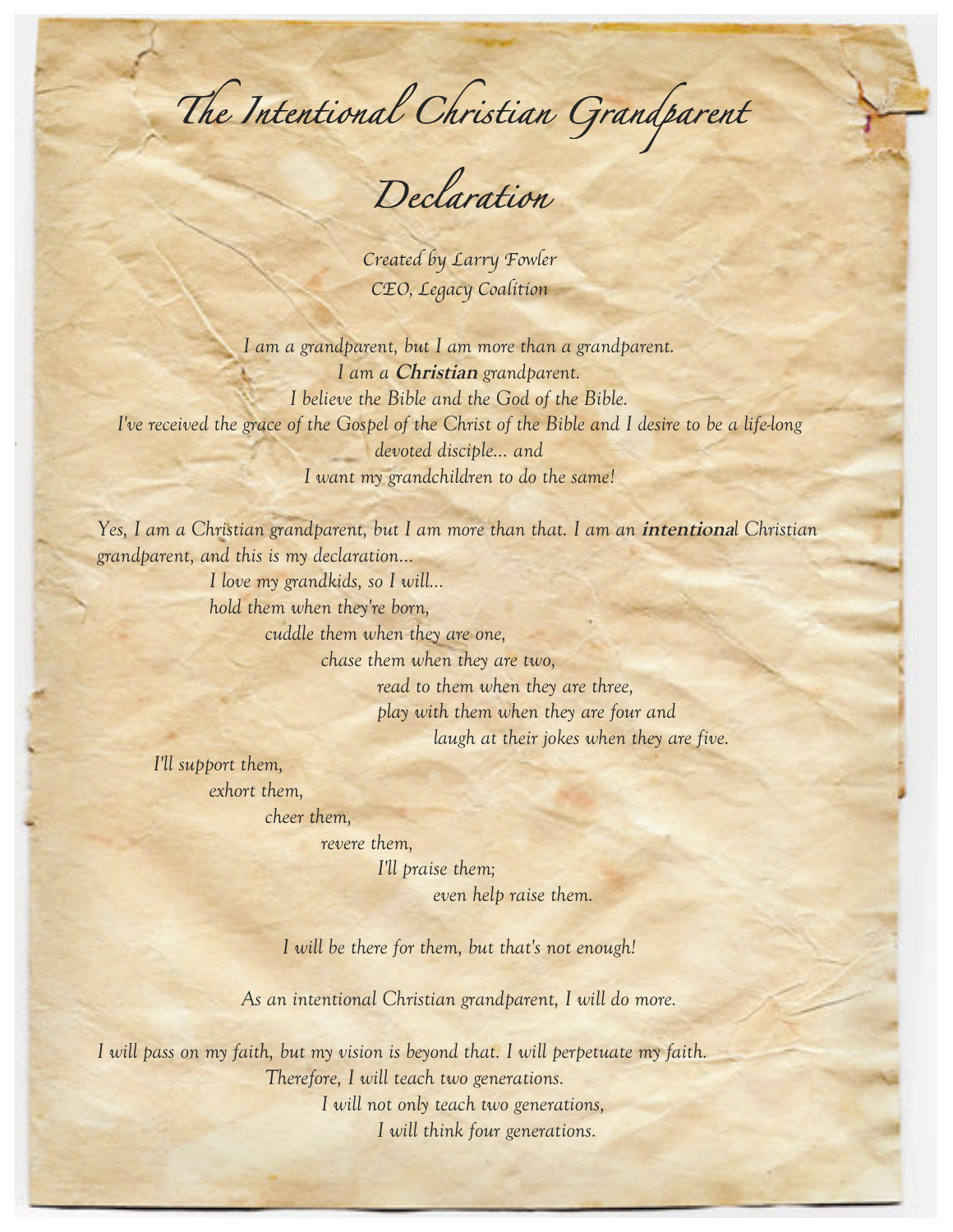# *The Intentional Christian Grandparent Declaration*

*Created by Larry Fowler*
*CEO, Legacy Coalition*

*I am a grandparent, but I am more than a grandparent.*
*I am a* ***Christian*** *grandparent.*
*I believe the Bible and the God of the Bible.*
*I've received the grace of the Gospel of the Christ of the Bible and I desire to be a life-long devoted disciple... and*
*I want my grandchildren to do the same!*

*Yes, I am a Christian grandparent, but I am more than that. I am an* ***intentiona****l Christian grandparent, and this is my declaration...*

*I love my grandkids, so I will...*
*hold them when they're born,*
*cuddle them when they are one,*
*chase them when they are two,*
*read to them when they are three,*
*play with them when they are four and*
*laugh at their jokes when they are five.*

*I'll support them,*
*exhort them,*
*cheer them,*
*revere them,*
*I'll praise them;*
*even help raise them.*

*I will be there for them, but that's not enough!*

*As an intentional Christian grandparent, I will do more.*

*I will pass on my faith, but my vision is beyond that. I will perpetuate my faith.*
*Therefore, I will teach two generations.*
*I will not only teach two generations,*
*I will think four generations.*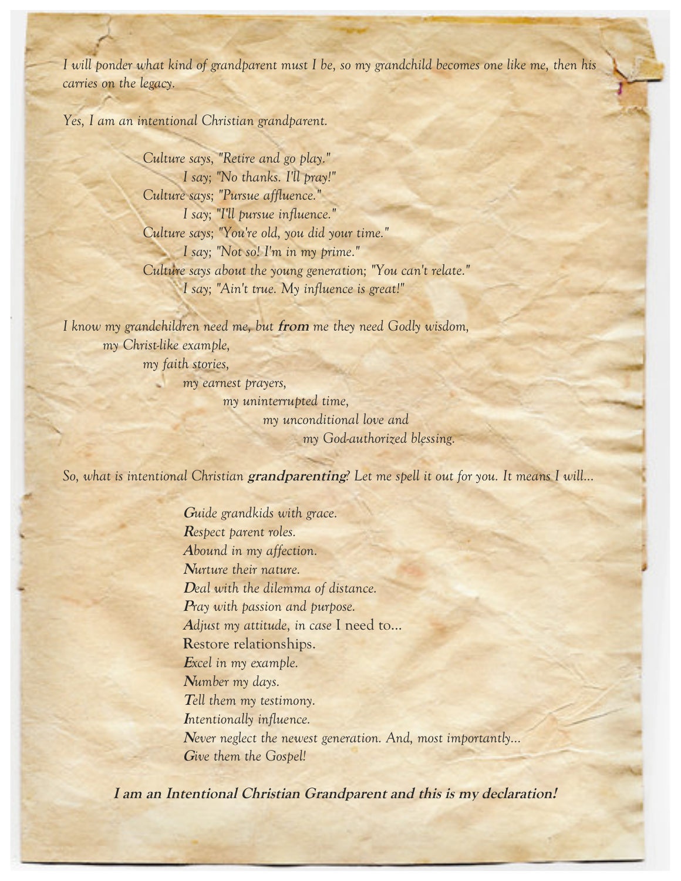*I will ponder what kind of grandparent must I be, so my grandchild becomes one like me, then his carries on the legacy.*

*Yes, I am an intentional Christian grandparent.*

*Culture says, "Retire and go play."*
*I say; "No thanks. I'll pray!"*
*Culture says; "Pursue affluence."*
*I say; "I'll pursue influence."*
*Culture says; "You're old, you did your time."*
*I say; "Not so! I'm in my prime."*
*Culture says about the young generation; "You can't relate."*
*I say; "Ain't true. My influence is great!"*

*I know my grandchildren need me, but* ***from*** *me they need Godly wisdom,*
*my Christ-like example,*
*my faith stories,*
*my earnest prayers,*
*my uninterrupted time,*
*my unconditional love and*
*my God-authorized blessing.*

*So, what is intentional Christian* ***grandparenting****? Let me spell it out for you. It means I will...*

***G****uide grandkids with grace.*
***R****espect parent roles.*
***A****bound in my affection.*
***N****urture their nature.*
***D****eal with the dilemma of distance.*
***P****ray with passion and purpose.*
***A****djust my attitude, in case* I need to...
**R**estore relationships.
***E****xcel in my example.*
***N****umber my days.*
***T****ell them my testimony.*
***I****ntentionally influence.*
***N****ever neglect the newest generation. And, most importantly...*
***G****ive them the Gospel!*

***I am an Intentional Christian Grandparent and this is my declaration!***